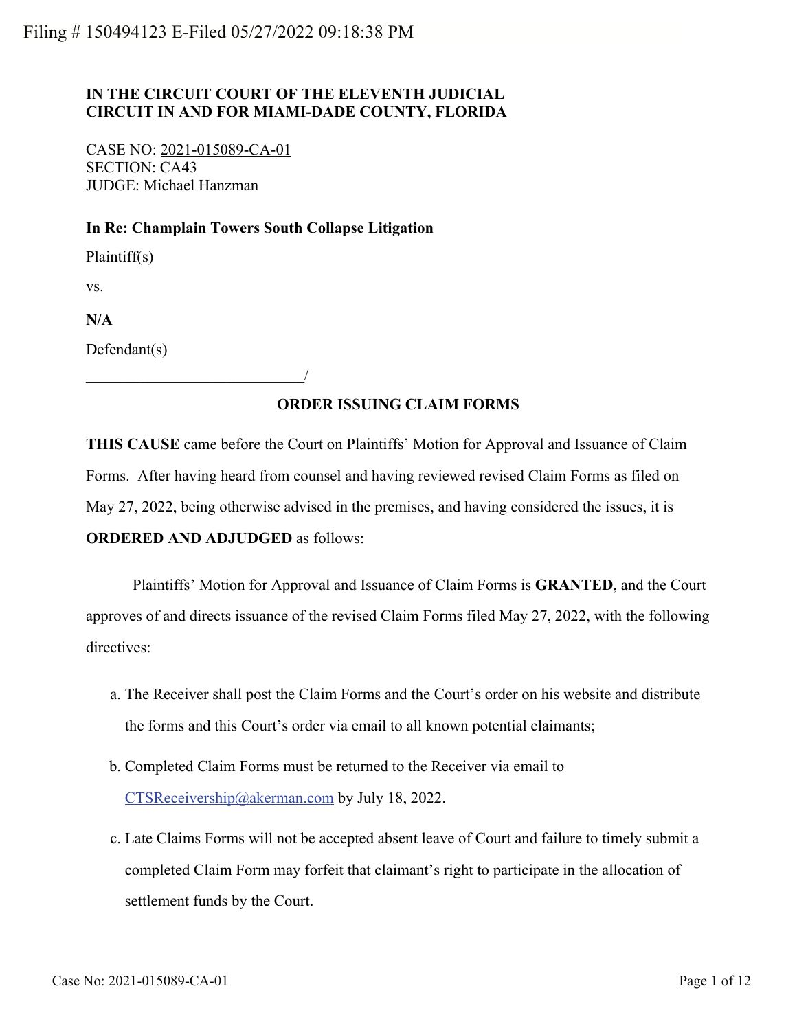Filing # 150494123 E-Filed 05/27/2022 09:18:38 PM

**IN THE CIRCUIT COURT OF THE ELEVENTH JUDICIAL CIRCUIT IN AND FOR MIAMI-DADE COUNTY, FLORIDA**

CASE NO: 2021-015089-CA-01
SECTION: CA43
JUDGE: Michael Hanzman

**In Re: Champlain Towers South Collapse Litigation**

Plaintiff(s)

vs.

**N/A**

Defendant(s)

____________________________/

## ORDER ISSUING CLAIM FORMS

**THIS CAUSE** came before the Court on Plaintiffs' Motion for Approval and Issuance of Claim Forms. After having heard from counsel and having reviewed revised Claim Forms as filed on May 27, 2022, being otherwise advised in the premises, and having considered the issues, it is **ORDERED AND ADJUDGED** as follows:

Plaintiffs' Motion for Approval and Issuance of Claim Forms is **GRANTED**, and the Court approves of and directs issuance of the revised Claim Forms filed May 27, 2022, with the following directives:

a. The Receiver shall post the Claim Forms and the Court's order on his website and distribute the forms and this Court's order via email to all known potential claimants;

b. Completed Claim Forms must be returned to the Receiver via email to CTSReceivership@akerman.com by July 18, 2022.

c. Late Claims Forms will not be accepted absent leave of Court and failure to timely submit a completed Claim Form may forfeit that claimant's right to participate in the allocation of settlement funds by the Court.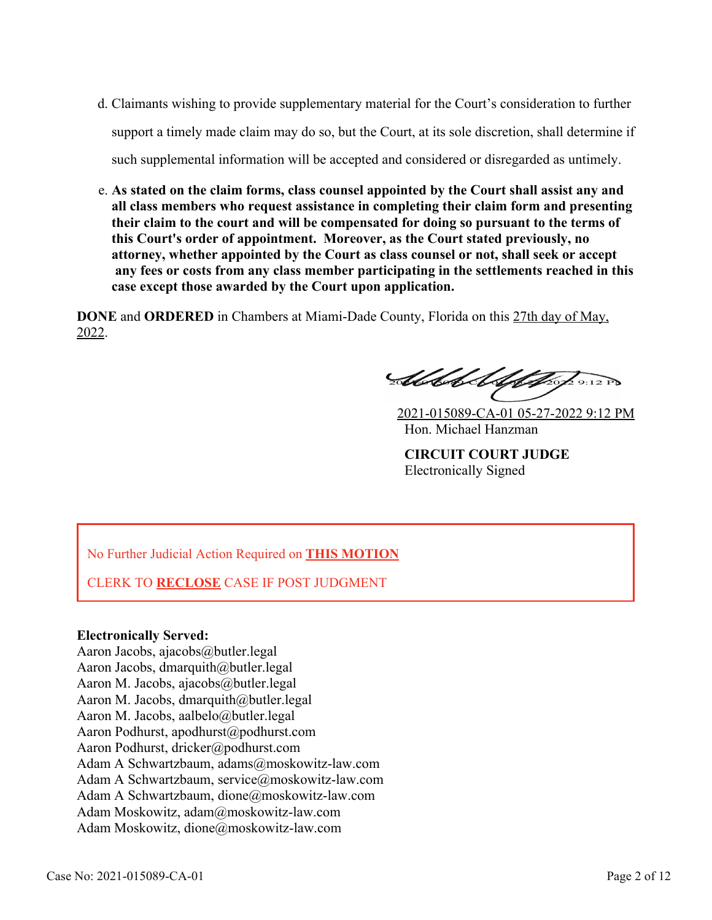d. Claimants wishing to provide supplementary material for the Court's consideration to further support a timely made claim may do so, but the Court, at its sole discretion, shall determine if such supplemental information will be accepted and considered or disregarded as untimely.

e. **As stated on the claim forms, class counsel appointed by the Court shall assist any and all class members who request assistance in completing their claim form and presenting their claim to the court and will be compensated for doing so pursuant to the terms of this Court's order of appointment. Moreover, as the Court stated previously, no attorney, whether appointed by the Court as class counsel or not, shall seek or accept any fees or costs from any class member participating in the settlements reached in this case except those awarded by the Court upon application.**

**DONE** and **ORDERED** in Chambers at Miami-Dade County, Florida on this 27th day of May, 2022.

2021-015089-CA-01 05-27-2022 9:12 PM
Hon. Michael Hanzman

**CIRCUIT COURT JUDGE**
Electronically Signed

No Further Judicial Action Required on **THIS MOTION**

CLERK TO **RECLOSE** CASE IF POST JUDGMENT

**Electronically Served:**
Aaron Jacobs, ajacobs@butler.legal
Aaron Jacobs, dmarquith@butler.legal
Aaron M. Jacobs, ajacobs@butler.legal
Aaron M. Jacobs, dmarquith@butler.legal
Aaron M. Jacobs, aalbelo@butler.legal
Aaron Podhurst, apodhurst@podhurst.com
Aaron Podhurst, dricker@podhurst.com
Adam A Schwartzbaum, adams@moskowitz-law.com
Adam A Schwartzbaum, service@moskowitz-law.com
Adam A Schwartzbaum, dione@moskowitz-law.com
Adam Moskowitz, adam@moskowitz-law.com
Adam Moskowitz, dione@moskowitz-law.com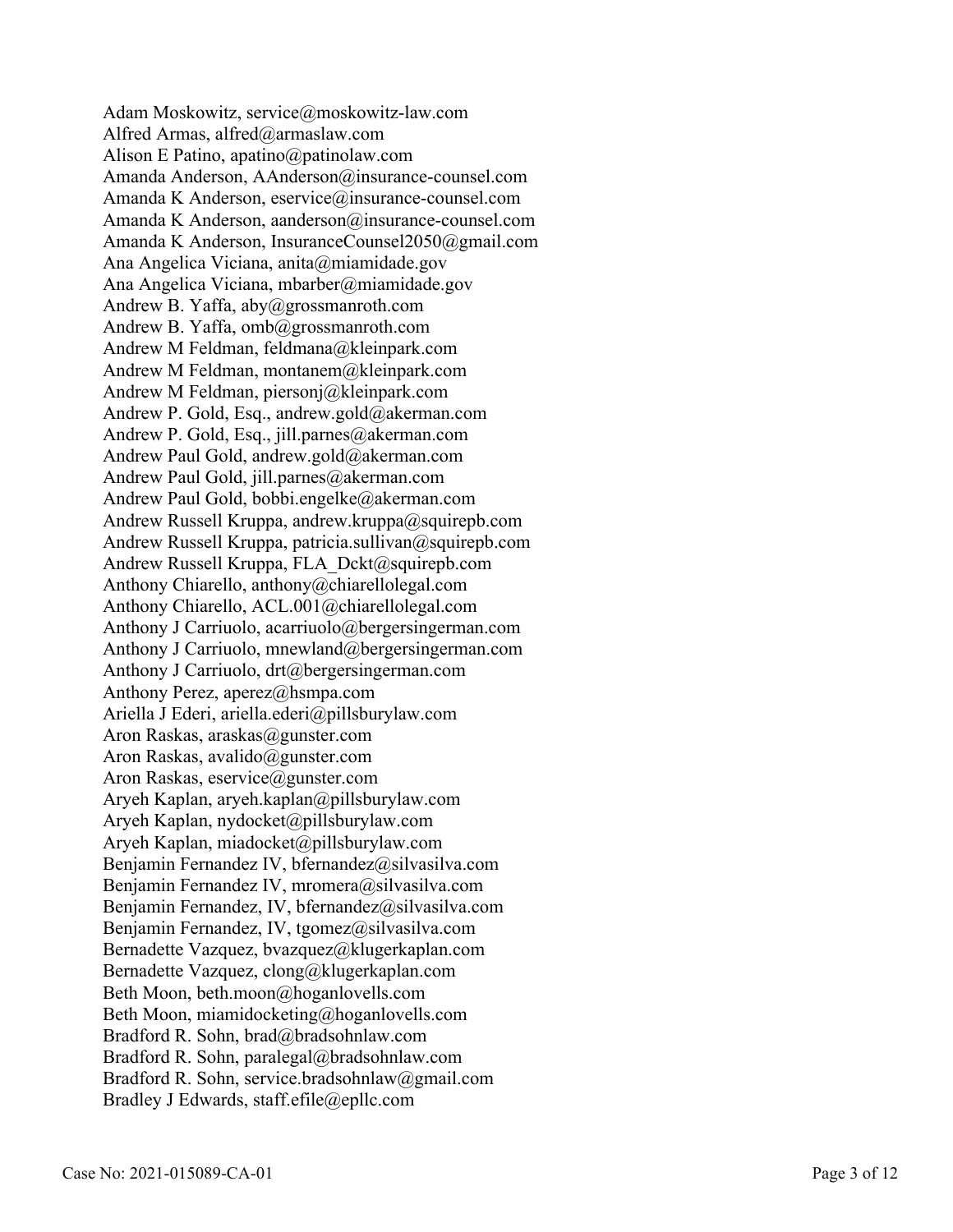Adam Moskowitz, service@moskowitz-law.com
Alfred Armas, alfred@armaslaw.com
Alison E Patino, apatino@patinolaw.com
Amanda Anderson, AAnderson@insurance-counsel.com
Amanda K Anderson, eservice@insurance-counsel.com
Amanda K Anderson, aanderson@insurance-counsel.com
Amanda K Anderson, InsuranceCounsel2050@gmail.com
Ana Angelica Viciana, anita@miamidade.gov
Ana Angelica Viciana, mbarber@miamidade.gov
Andrew B. Yaffa, aby@grossmanroth.com
Andrew B. Yaffa, omb@grossmanroth.com
Andrew M Feldman, feldmana@kleinpark.com
Andrew M Feldman, montanem@kleinpark.com
Andrew M Feldman, piersonj@kleinpark.com
Andrew P. Gold, Esq., andrew.gold@akerman.com
Andrew P. Gold, Esq., jill.parnes@akerman.com
Andrew Paul Gold, andrew.gold@akerman.com
Andrew Paul Gold, jill.parnes@akerman.com
Andrew Paul Gold, bobbi.engelke@akerman.com
Andrew Russell Kruppa, andrew.kruppa@squirepb.com
Andrew Russell Kruppa, patricia.sullivan@squirepb.com
Andrew Russell Kruppa, FLA_Dckt@squirepb.com
Anthony Chiarello, anthony@chiarellolegal.com
Anthony Chiarello, ACL.001@chiarellolegal.com
Anthony J Carriuolo, acarriuolo@bergersingerman.com
Anthony J Carriuolo, mnewland@bergersingerman.com
Anthony J Carriuolo, drt@bergersingerman.com
Anthony Perez, aperez@hsmpa.com
Ariella J Ederi, ariella.ederi@pillsburylaw.com
Aron Raskas, araskas@gunster.com
Aron Raskas, avalido@gunster.com
Aron Raskas, eservice@gunster.com
Aryeh Kaplan, aryeh.kaplan@pillsburylaw.com
Aryeh Kaplan, nydocket@pillsburylaw.com
Aryeh Kaplan, miadocket@pillsburylaw.com
Benjamin Fernandez IV, bfernandez@silvasilva.com
Benjamin Fernandez IV, mromera@silvasilva.com
Benjamin Fernandez, IV, bfernandez@silvasilva.com
Benjamin Fernandez, IV, tgomez@silvasilva.com
Bernadette Vazquez, bvazquez@klugerkaplan.com
Bernadette Vazquez, clong@klugerkaplan.com
Beth Moon, beth.moon@hoganlovells.com
Beth Moon, miamidocketing@hoganlovells.com
Bradford R. Sohn, brad@bradsohnlaw.com
Bradford R. Sohn, paralegal@bradsohnlaw.com
Bradford R. Sohn, service.bradsohnlaw@gmail.com
Bradley J Edwards, staff.efile@epllc.com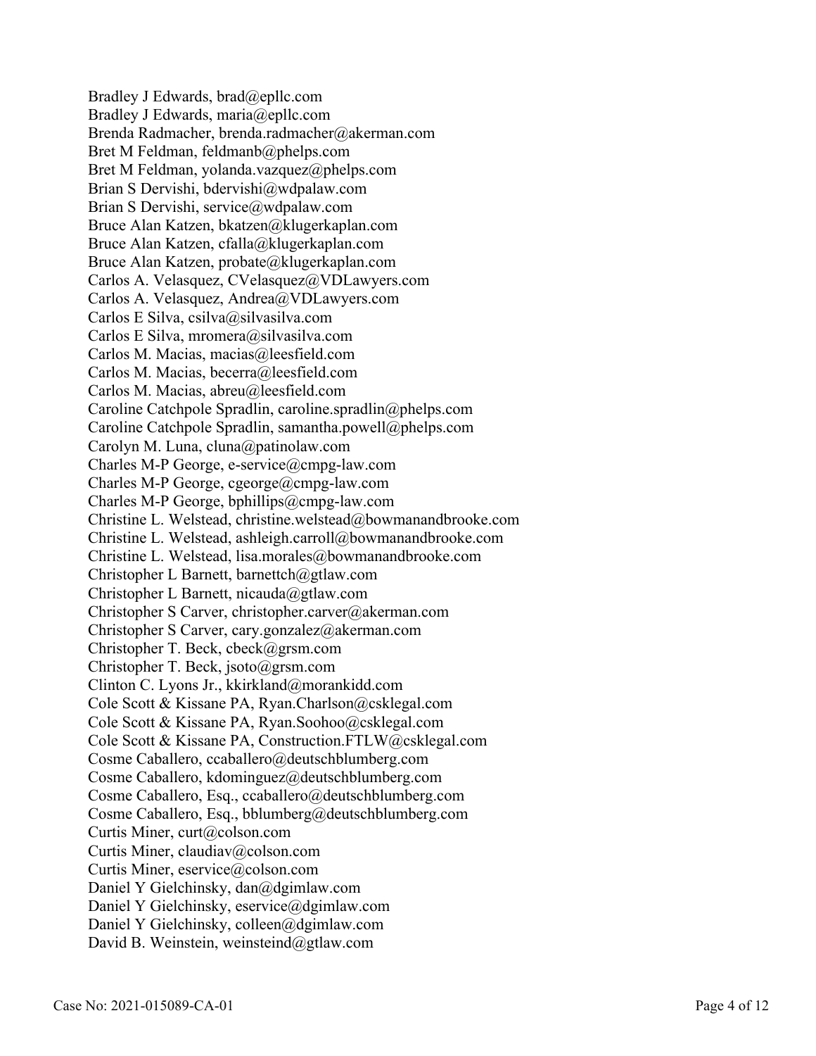Bradley J Edwards, brad@epllc.com
Bradley J Edwards, maria@epllc.com
Brenda Radmacher, brenda.radmacher@akerman.com
Bret M Feldman, feldmanb@phelps.com
Bret M Feldman, yolanda.vazquez@phelps.com
Brian S Dervishi, bdervishi@wdpalaw.com
Brian S Dervishi, service@wdpalaw.com
Bruce Alan Katzen, bkatzen@klugerkaplan.com
Bruce Alan Katzen, cfalla@klugerkaplan.com
Bruce Alan Katzen, probate@klugerkaplan.com
Carlos A. Velasquez, CVelasquez@VDLawyers.com
Carlos A. Velasquez, Andrea@VDLawyers.com
Carlos E Silva, csilva@silvasilva.com
Carlos E Silva, mromera@silvasilva.com
Carlos M. Macias, macias@leesfield.com
Carlos M. Macias, becerra@leesfield.com
Carlos M. Macias, abreu@leesfield.com
Caroline Catchpole Spradlin, caroline.spradlin@phelps.com
Caroline Catchpole Spradlin, samantha.powell@phelps.com
Carolyn M. Luna, cluna@patinolaw.com
Charles M-P George, e-service@cmpg-law.com
Charles M-P George, cgeorge@cmpg-law.com
Charles M-P George, bphillips@cmpg-law.com
Christine L. Welstead, christine.welstead@bowmanandbrooke.com
Christine L. Welstead, ashleigh.carroll@bowmanandbrooke.com
Christine L. Welstead, lisa.morales@bowmanandbrooke.com
Christopher L Barnett, barnettch@gtlaw.com
Christopher L Barnett, nicauda@gtlaw.com
Christopher S Carver, christopher.carver@akerman.com
Christopher S Carver, cary.gonzalez@akerman.com
Christopher T. Beck, cbeck@grsm.com
Christopher T. Beck, jsoto@grsm.com
Clinton C. Lyons Jr., kkirkland@morankidd.com
Cole Scott & Kissane PA, Ryan.Charlson@csklegal.com
Cole Scott & Kissane PA, Ryan.Soohoo@csklegal.com
Cole Scott & Kissane PA, Construction.FTLW@csklegal.com
Cosme Caballero, ccaballero@deutschblumberg.com
Cosme Caballero, kdominguez@deutschblumberg.com
Cosme Caballero, Esq., ccaballero@deutschblumberg.com
Cosme Caballero, Esq., bblumberg@deutschblumberg.com
Curtis Miner, curt@colson.com
Curtis Miner, claudiav@colson.com
Curtis Miner, eservice@colson.com
Daniel Y Gielchinsky, dan@dgimlaw.com
Daniel Y Gielchinsky, eservice@dgimlaw.com
Daniel Y Gielchinsky, colleen@dgimlaw.com
David B. Weinstein, weinsteind@gtlaw.com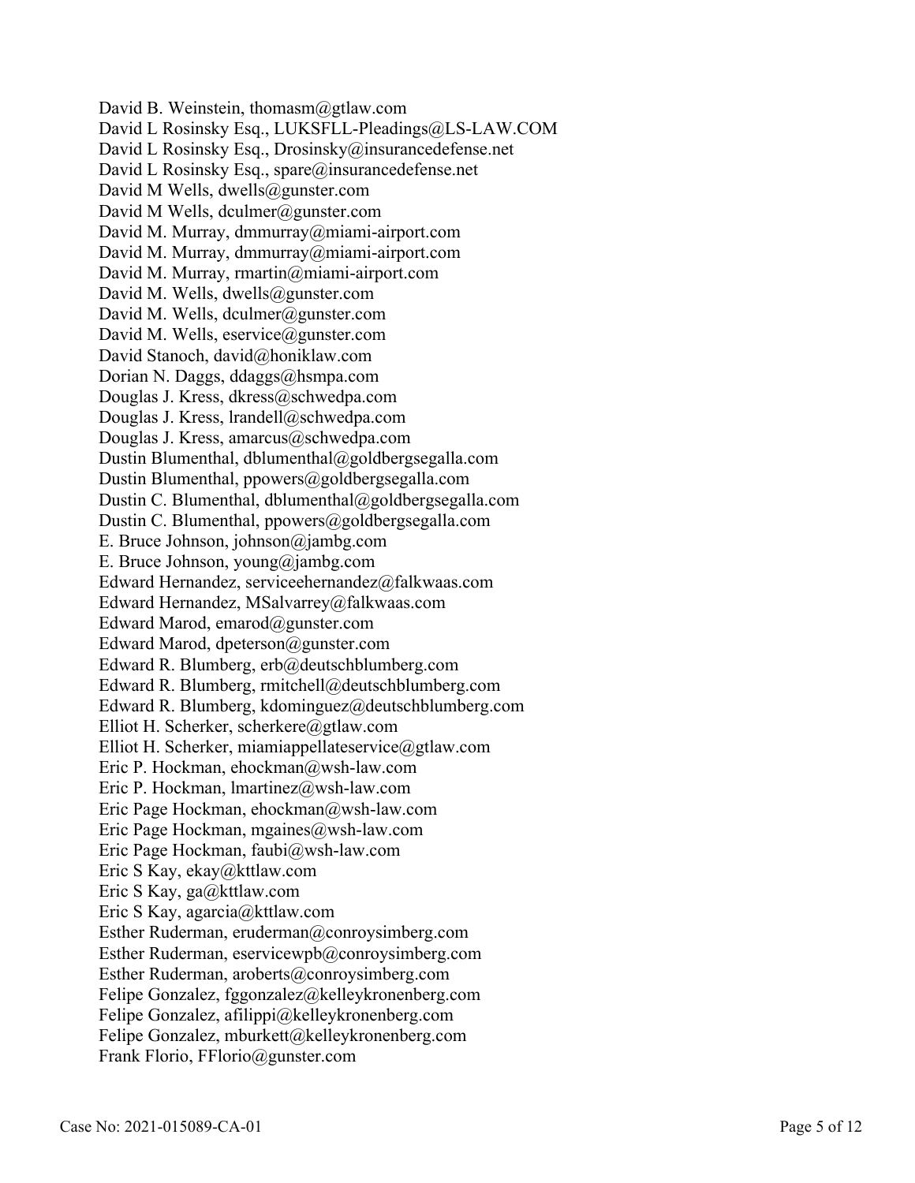David B. Weinstein, thomasm@gtlaw.com
David L Rosinsky Esq., LUKSFLL-Pleadings@LS-LAW.COM
David L Rosinsky Esq., Drosinsky@insurancedefense.net
David L Rosinsky Esq., spare@insurancedefense.net
David M Wells, dwells@gunster.com
David M Wells, dculmer@gunster.com
David M. Murray, dmmurray@miami-airport.com
David M. Murray, dmmurray@miami-airport.com
David M. Murray, rmartin@miami-airport.com
David M. Wells, dwells@gunster.com
David M. Wells, dculmer@gunster.com
David M. Wells, eservice@gunster.com
David Stanoch, david@honiklaw.com
Dorian N. Daggs, ddaggs@hsmpa.com
Douglas J. Kress, dkress@schwedpa.com
Douglas J. Kress, lrandell@schwedpa.com
Douglas J. Kress, amarcus@schwedpa.com
Dustin Blumenthal, dblumenthal@goldbergsegalla.com
Dustin Blumenthal, ppowers@goldbergsegalla.com
Dustin C. Blumenthal, dblumenthal@goldbergsegalla.com
Dustin C. Blumenthal, ppowers@goldbergsegalla.com
E. Bruce Johnson, johnson@jambg.com
E. Bruce Johnson, young@jambg.com
Edward Hernandez, serviceehernandez@falkwaas.com
Edward Hernandez, MSalvarrey@falkwaas.com
Edward Marod, emarod@gunster.com
Edward Marod, dpeterson@gunster.com
Edward R. Blumberg, erb@deutschblumberg.com
Edward R. Blumberg, rmitchell@deutschblumberg.com
Edward R. Blumberg, kdominguez@deutschblumberg.com
Elliot H. Scherker, scherkere@gtlaw.com
Elliot H. Scherker, miamiappellateservice@gtlaw.com
Eric P. Hockman, ehockman@wsh-law.com
Eric P. Hockman, lmartinez@wsh-law.com
Eric Page Hockman, ehockman@wsh-law.com
Eric Page Hockman, mgaines@wsh-law.com
Eric Page Hockman, faubi@wsh-law.com
Eric S Kay, ekay@kttlaw.com
Eric S Kay, ga@kttlaw.com
Eric S Kay, agarcia@kttlaw.com
Esther Ruderman, eruderman@conroysimberg.com
Esther Ruderman, eservicewpb@conroysimberg.com
Esther Ruderman, aroberts@conroysimberg.com
Felipe Gonzalez, fggonzalez@kelleykronenberg.com
Felipe Gonzalez, afilippi@kelleykronenberg.com
Felipe Gonzalez, mburkett@kelleykronenberg.com
Frank Florio, FFlorio@gunster.com

Case No: 2021-015089-CA-01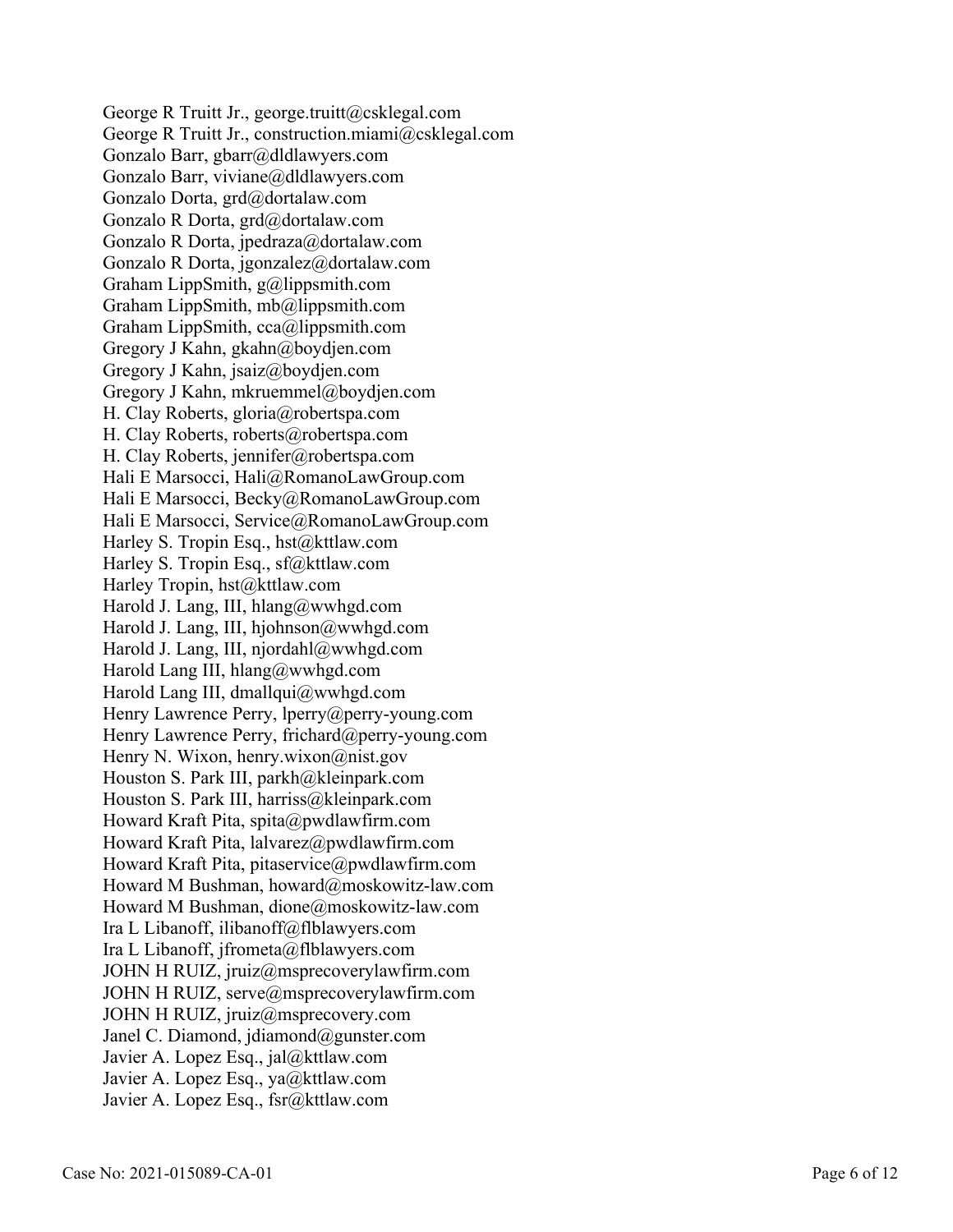George R Truitt Jr., george.truitt@csklegal.com
George R Truitt Jr., construction.miami@csklegal.com
Gonzalo Barr, gbarr@dldlawyers.com
Gonzalo Barr, viviane@dldlawyers.com
Gonzalo Dorta, grd@dortalaw.com
Gonzalo R Dorta, grd@dortalaw.com
Gonzalo R Dorta, jpedraza@dortalaw.com
Gonzalo R Dorta, jgonzalez@dortalaw.com
Graham LippSmith, g@lippsmith.com
Graham LippSmith, mb@lippsmith.com
Graham LippSmith, cca@lippsmith.com
Gregory J Kahn, gkahn@boydjen.com
Gregory J Kahn, jsaiz@boydjen.com
Gregory J Kahn, mkruemmel@boydjen.com
H. Clay Roberts, gloria@robertspa.com
H. Clay Roberts, roberts@robertspa.com
H. Clay Roberts, jennifer@robertspa.com
Hali E Marsocci, Hali@RomanoLawGroup.com
Hali E Marsocci, Becky@RomanoLawGroup.com
Hali E Marsocci, Service@RomanoLawGroup.com
Harley S. Tropin Esq., hst@kttlaw.com
Harley S. Tropin Esq., sf@kttlaw.com
Harley Tropin, hst@kttlaw.com
Harold J. Lang, III, hlang@wwhgd.com
Harold J. Lang, III, hjohnson@wwhgd.com
Harold J. Lang, III, njordahl@wwhgd.com
Harold Lang III, hlang@wwhgd.com
Harold Lang III, dmallqui@wwhgd.com
Henry Lawrence Perry, lperry@perry-young.com
Henry Lawrence Perry, frichard@perry-young.com
Henry N. Wixon, henry.wixon@nist.gov
Houston S. Park III, parkh@kleinpark.com
Houston S. Park III, harriss@kleinpark.com
Howard Kraft Pita, spita@pwdlawfirm.com
Howard Kraft Pita, lalvarez@pwdlawfirm.com
Howard Kraft Pita, pitaservice@pwdlawfirm.com
Howard M Bushman, howard@moskowitz-law.com
Howard M Bushman, dione@moskowitz-law.com
Ira L Libanoff, ilibanoff@flblawyers.com
Ira L Libanoff, jfrometa@flblawyers.com
JOHN H RUIZ, jruiz@msprecoverylawfirm.com
JOHN H RUIZ, serve@msprecoverylawfirm.com
JOHN H RUIZ, jruiz@msprecovery.com
Janel C. Diamond, jdiamond@gunster.com
Javier A. Lopez Esq., jal@kttlaw.com
Javier A. Lopez Esq., ya@kttlaw.com
Javier A. Lopez Esq., fsr@kttlaw.com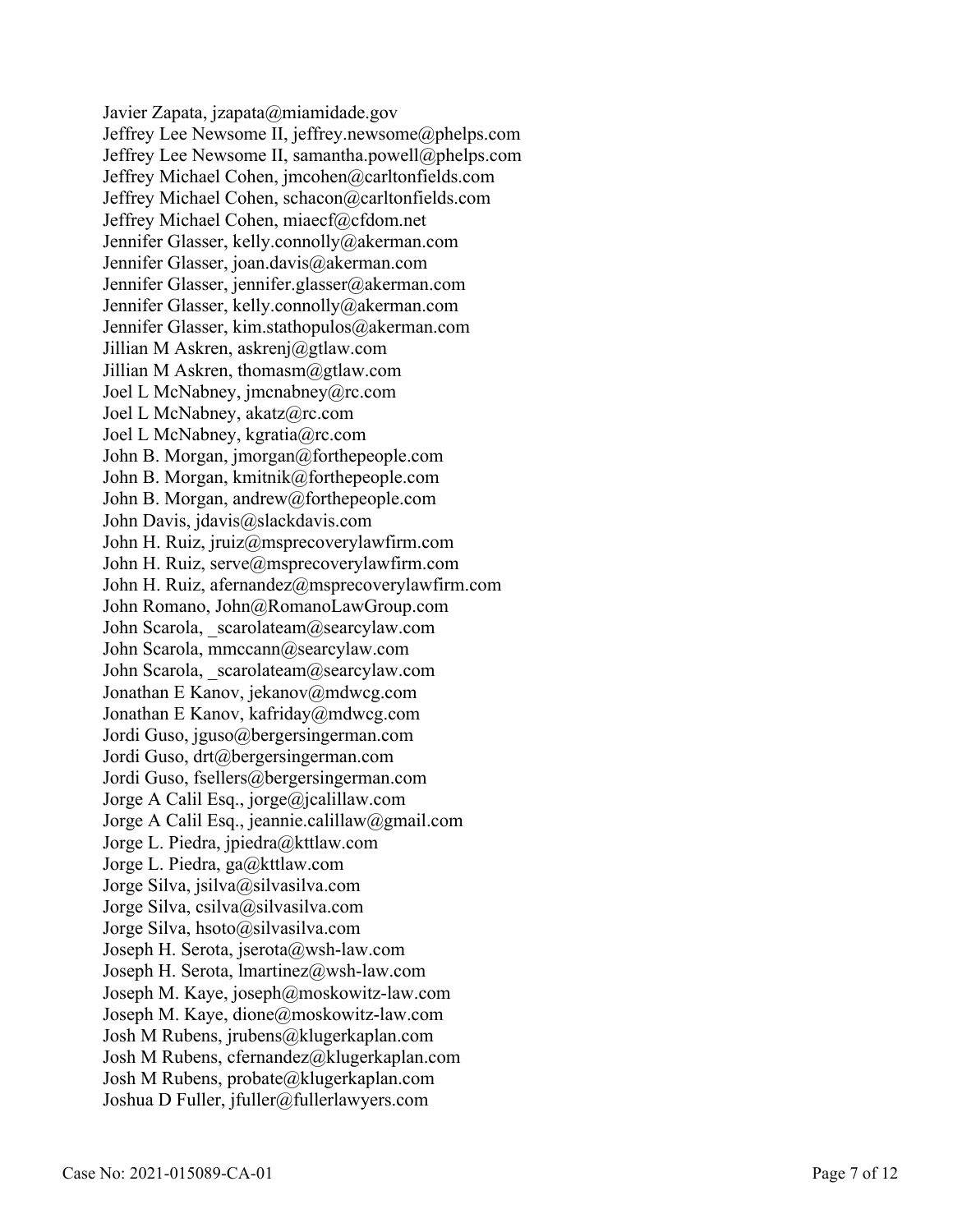Javier Zapata, jzapata@miamidade.gov
Jeffrey Lee Newsome II, jeffrey.newsome@phelps.com
Jeffrey Lee Newsome II, samantha.powell@phelps.com
Jeffrey Michael Cohen, jmcohen@carltonfields.com
Jeffrey Michael Cohen, schacon@carltonfields.com
Jeffrey Michael Cohen, miaecf@cfdom.net
Jennifer Glasser, kelly.connolly@akerman.com
Jennifer Glasser, joan.davis@akerman.com
Jennifer Glasser, jennifer.glasser@akerman.com
Jennifer Glasser, kelly.connolly@akerman.com
Jennifer Glasser, kim.stathopulos@akerman.com
Jillian M Askren, askrenj@gtlaw.com
Jillian M Askren, thomasm@gtlaw.com
Joel L McNabney, jmcnabney@rc.com
Joel L McNabney, akatz@rc.com
Joel L McNabney, kgratia@rc.com
John B. Morgan, jmorgan@forthepeople.com
John B. Morgan, kmitnik@forthepeople.com
John B. Morgan, andrew@forthepeople.com
John Davis, jdavis@slackdavis.com
John H. Ruiz, jruiz@msprecoverylawfirm.com
John H. Ruiz, serve@msprecoverylawfirm.com
John H. Ruiz, afernandez@msprecoverylawfirm.com
John Romano, John@RomanoLawGroup.com
John Scarola, _scarolateam@searcylaw.com
John Scarola, mmccann@searcylaw.com
John Scarola, _scarolateam@searcylaw.com
Jonathan E Kanov, jekanov@mdwcg.com
Jonathan E Kanov, kafriday@mdwcg.com
Jordi Guso, jguso@bergersingerman.com
Jordi Guso, drt@bergersingerman.com
Jordi Guso, fsellers@bergersingerman.com
Jorge A Calil Esq., jorge@jcalillaw.com
Jorge A Calil Esq., jeannie.calillaw@gmail.com
Jorge L. Piedra, jpiedra@kttlaw.com
Jorge L. Piedra, ga@kttlaw.com
Jorge Silva, jsilva@silvasilva.com
Jorge Silva, csilva@silvasilva.com
Jorge Silva, hsoto@silvasilva.com
Joseph H. Serota, jserota@wsh-law.com
Joseph H. Serota, lmartinez@wsh-law.com
Joseph M. Kaye, joseph@moskowitz-law.com
Joseph M. Kaye, dione@moskowitz-law.com
Josh M Rubens, jrubens@klugerkaplan.com
Josh M Rubens, cfernandez@klugerkaplan.com
Josh M Rubens, probate@klugerkaplan.com
Joshua D Fuller, jfuller@fullerlawyers.com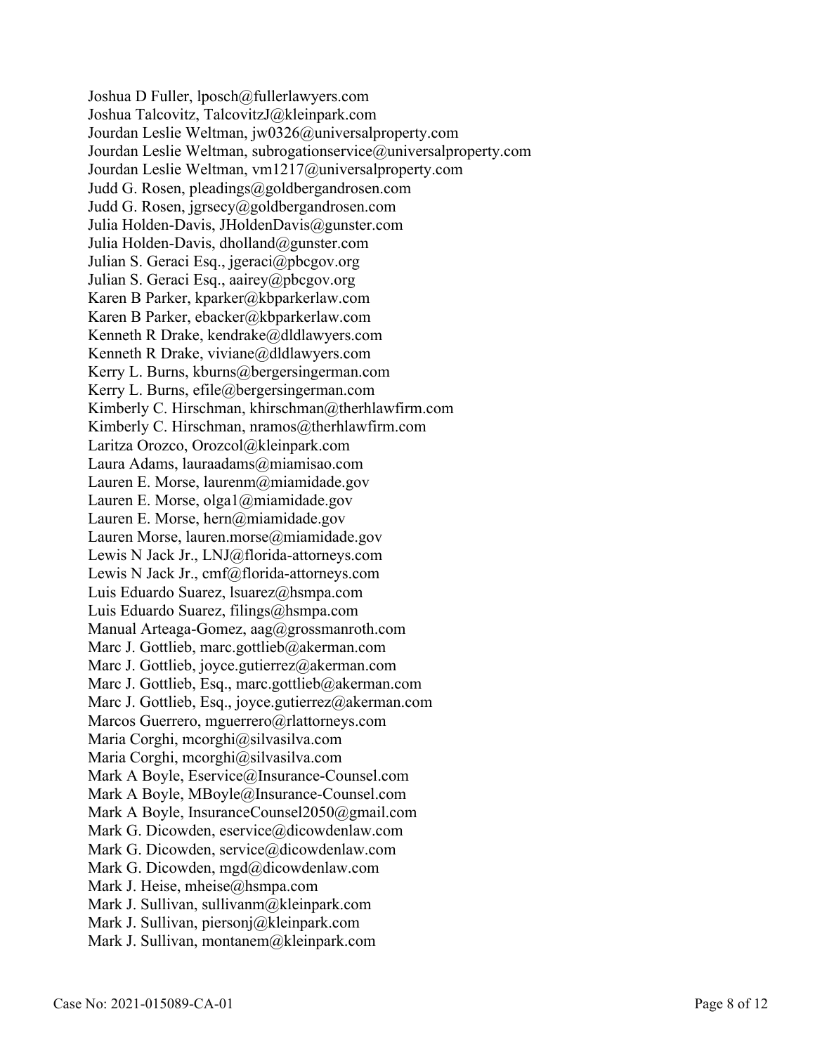Joshua D Fuller, lposch@fullerlawyers.com
Joshua Talcovitz, TalcovitzJ@kleinpark.com
Jourdan Leslie Weltman, jw0326@universalproperty.com
Jourdan Leslie Weltman, subrogationservice@universalproperty.com
Jourdan Leslie Weltman, vm1217@universalproperty.com
Judd G. Rosen, pleadings@goldbergandrosen.com
Judd G. Rosen, jgrsecy@goldbergandrosen.com
Julia Holden-Davis, JHoldenDavis@gunster.com
Julia Holden-Davis, dholland@gunster.com
Julian S. Geraci Esq., jgeraci@pbcgov.org
Julian S. Geraci Esq., aairey@pbcgov.org
Karen B Parker, kparker@kbparkerlaw.com
Karen B Parker, ebacker@kbparkerlaw.com
Kenneth R Drake, kendrake@dldlawyers.com
Kenneth R Drake, viviane@dldlawyers.com
Kerry L. Burns, kburns@bergersingerman.com
Kerry L. Burns, efile@bergersingerman.com
Kimberly C. Hirschman, khirschman@therhlawfirm.com
Kimberly C. Hirschman, nramos@therhlawfirm.com
Laritza Orozco, Orozcol@kleinpark.com
Laura Adams, lauraadams@miamisao.com
Lauren E. Morse, laurenm@miamidade.gov
Lauren E. Morse, olga1@miamidade.gov
Lauren E. Morse, hern@miamidade.gov
Lauren Morse, lauren.morse@miamidade.gov
Lewis N Jack Jr., LNJ@florida-attorneys.com
Lewis N Jack Jr., cmf@florida-attorneys.com
Luis Eduardo Suarez, lsuarez@hsmpa.com
Luis Eduardo Suarez, filings@hsmpa.com
Manual Arteaga-Gomez, aag@grossmanroth.com
Marc J. Gottlieb, marc.gottlieb@akerman.com
Marc J. Gottlieb, joyce.gutierrez@akerman.com
Marc J. Gottlieb, Esq., marc.gottlieb@akerman.com
Marc J. Gottlieb, Esq., joyce.gutierrez@akerman.com
Marcos Guerrero, mguerrero@rlattorneys.com
Maria Corghi, mcorghi@silvasilva.com
Maria Corghi, mcorghi@silvasilva.com
Mark A Boyle, Eservice@Insurance-Counsel.com
Mark A Boyle, MBoyle@Insurance-Counsel.com
Mark A Boyle, InsuranceCounsel2050@gmail.com
Mark G. Dicowden, eservice@dicowdenlaw.com
Mark G. Dicowden, service@dicowdenlaw.com
Mark G. Dicowden, mgd@dicowdenlaw.com
Mark J. Heise, mheise@hsmpa.com
Mark J. Sullivan, sullivanm@kleinpark.com
Mark J. Sullivan, piersonj@kleinpark.com
Mark J. Sullivan, montanem@kleinpark.com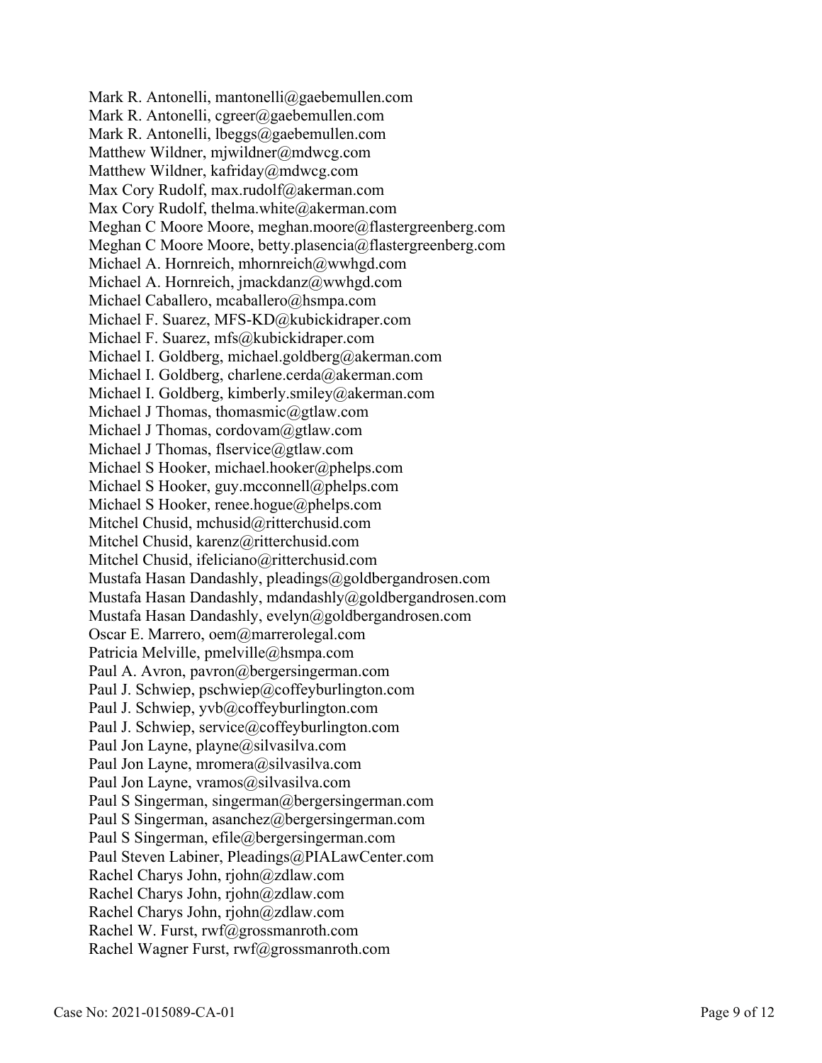Mark R. Antonelli, mantonelli@gaebemullen.com
Mark R. Antonelli, cgreer@gaebemullen.com
Mark R. Antonelli, lbeggs@gaebemullen.com
Matthew Wildner, mjwildner@mdwcg.com
Matthew Wildner, kafriday@mdwcg.com
Max Cory Rudolf, max.rudolf@akerman.com
Max Cory Rudolf, thelma.white@akerman.com
Meghan C Moore Moore, meghan.moore@flastergreenberg.com
Meghan C Moore Moore, betty.plasencia@flastergreenberg.com
Michael A. Hornreich, mhornreich@wwhgd.com
Michael A. Hornreich, jmackdanz@wwhgd.com
Michael Caballero, mcaballero@hsmpa.com
Michael F. Suarez, MFS-KD@kubickidraper.com
Michael F. Suarez, mfs@kubickidraper.com
Michael I. Goldberg, michael.goldberg@akerman.com
Michael I. Goldberg, charlene.cerda@akerman.com
Michael I. Goldberg, kimberly.smiley@akerman.com
Michael J Thomas, thomasmic@gtlaw.com
Michael J Thomas, cordovam@gtlaw.com
Michael J Thomas, flservice@gtlaw.com
Michael S Hooker, michael.hooker@phelps.com
Michael S Hooker, guy.mcconnell@phelps.com
Michael S Hooker, renee.hogue@phelps.com
Mitchel Chusid, mchusid@ritterchusid.com
Mitchel Chusid, karenz@ritterchusid.com
Mitchel Chusid, ifeliciano@ritterchusid.com
Mustafa Hasan Dandashly, pleadings@goldbergandrosen.com
Mustafa Hasan Dandashly, mdandashly@goldbergandrosen.com
Mustafa Hasan Dandashly, evelyn@goldbergandrosen.com
Oscar E. Marrero, oem@marrerolegal.com
Patricia Melville, pmelville@hsmpa.com
Paul A. Avron, pavron@bergersingerman.com
Paul J. Schwiep, pschwiep@coffeyburlington.com
Paul J. Schwiep, yvb@coffeyburlington.com
Paul J. Schwiep, service@coffeyburlington.com
Paul Jon Layne, playne@silvasilva.com
Paul Jon Layne, mromera@silvasilva.com
Paul Jon Layne, vramos@silvasilva.com
Paul S Singerman, singerman@bergersingerman.com
Paul S Singerman, asanchez@bergersingerman.com
Paul S Singerman, efile@bergersingerman.com
Paul Steven Labiner, Pleadings@PIALawCenter.com
Rachel Charys John, rjohn@zdlaw.com
Rachel Charys John, rjohn@zdlaw.com
Rachel Charys John, rjohn@zdlaw.com
Rachel W. Furst, rwf@grossmanroth.com
Rachel Wagner Furst, rwf@grossmanroth.com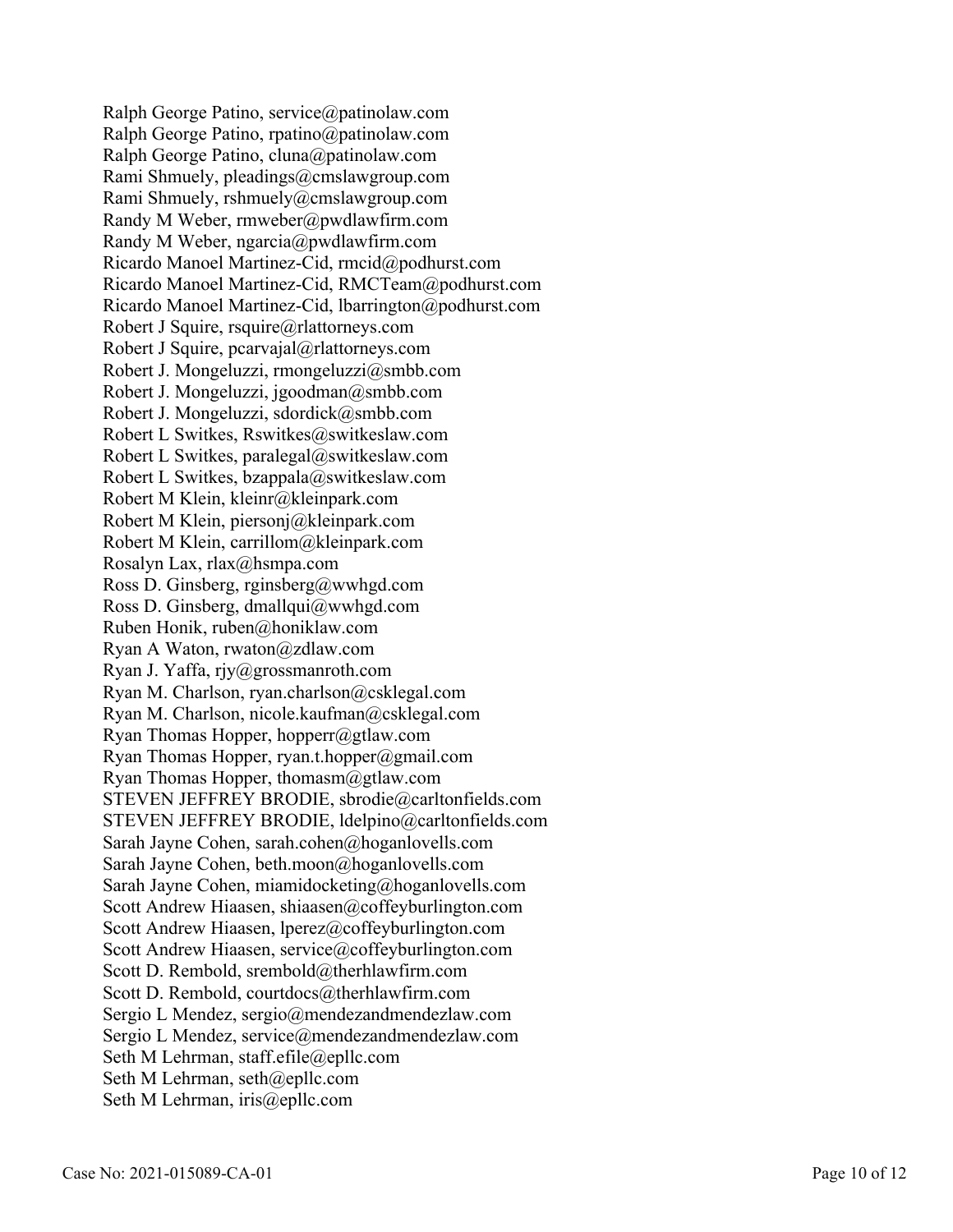Ralph George Patino, service@patinolaw.com
Ralph George Patino, rpatino@patinolaw.com
Ralph George Patino, cluna@patinolaw.com
Rami Shmuely, pleadings@cmslawgroup.com
Rami Shmuely, rshmuely@cmslawgroup.com
Randy M Weber, rmweber@pwdlawfirm.com
Randy M Weber, ngarcia@pwdlawfirm.com
Ricardo Manoel Martinez-Cid, rmcid@podhurst.com
Ricardo Manoel Martinez-Cid, RMCTeam@podhurst.com
Ricardo Manoel Martinez-Cid, lbarrington@podhurst.com
Robert J Squire, rsquire@rlattorneys.com
Robert J Squire, pcarvajal@rlattorneys.com
Robert J. Mongeluzzi, rmongeluzzi@smbb.com
Robert J. Mongeluzzi, jgoodman@smbb.com
Robert J. Mongeluzzi, sdordick@smbb.com
Robert L Switkes, Rswitkes@switkeslaw.com
Robert L Switkes, paralegal@switkeslaw.com
Robert L Switkes, bzappala@switkeslaw.com
Robert M Klein, kleinr@kleinpark.com
Robert M Klein, piersonj@kleinpark.com
Robert M Klein, carrillom@kleinpark.com
Rosalyn Lax, rlax@hsmpa.com
Ross D. Ginsberg, rginsberg@wwhgd.com
Ross D. Ginsberg, dmallqui@wwhgd.com
Ruben Honik, ruben@honiklaw.com
Ryan A Waton, rwaton@zdlaw.com
Ryan J. Yaffa, rjy@grossmanroth.com
Ryan M. Charlson, ryan.charlson@csklegal.com
Ryan M. Charlson, nicole.kaufman@csklegal.com
Ryan Thomas Hopper, hopperr@gtlaw.com
Ryan Thomas Hopper, ryan.t.hopper@gmail.com
Ryan Thomas Hopper, thomasm@gtlaw.com
STEVEN JEFFREY BRODIE, sbrodie@carltonfields.com
STEVEN JEFFREY BRODIE, ldelpino@carltonfields.com
Sarah Jayne Cohen, sarah.cohen@hoganlovells.com
Sarah Jayne Cohen, beth.moon@hoganlovells.com
Sarah Jayne Cohen, miamidocketing@hoganlovells.com
Scott Andrew Hiaasen, shiaasen@coffeyburlington.com
Scott Andrew Hiaasen, lperez@coffeyburlington.com
Scott Andrew Hiaasen, service@coffeyburlington.com
Scott D. Rembold, srembold@therhlawfirm.com
Scott D. Rembold, courtdocs@therhlawfirm.com
Sergio L Mendez, sergio@mendezandmendezlaw.com
Sergio L Mendez, service@mendezandmendezlaw.com
Seth M Lehrman, staff.efile@epllc.com
Seth M Lehrman, seth@epllc.com
Seth M Lehrman, iris@epllc.com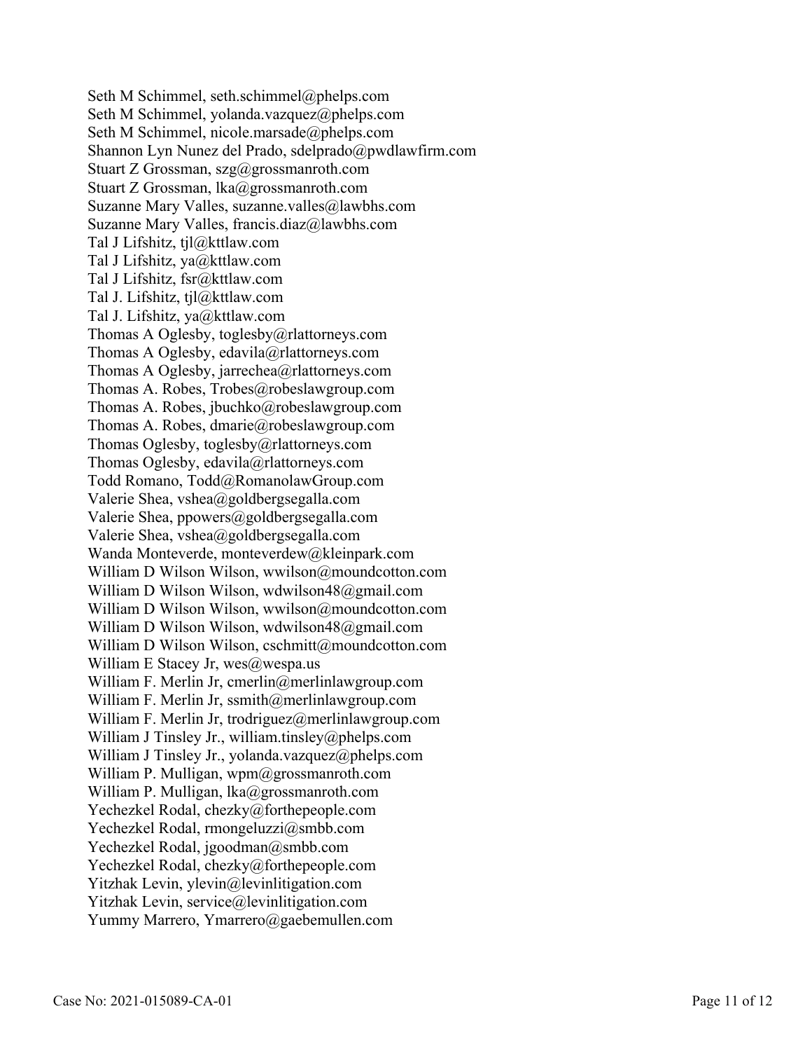Seth M Schimmel, seth.schimmel@phelps.com
Seth M Schimmel, yolanda.vazquez@phelps.com
Seth M Schimmel, nicole.marsade@phelps.com
Shannon Lyn Nunez del Prado, sdelprado@pwdlawfirm.com
Stuart Z Grossman, szg@grossmanroth.com
Stuart Z Grossman, lka@grossmanroth.com
Suzanne Mary Valles, suzanne.valles@lawbhs.com
Suzanne Mary Valles, francis.diaz@lawbhs.com
Tal J Lifshitz, tjl@kttlaw.com
Tal J Lifshitz, ya@kttlaw.com
Tal J Lifshitz, fsr@kttlaw.com
Tal J. Lifshitz, tjl@kttlaw.com
Tal J. Lifshitz, ya@kttlaw.com
Thomas A Oglesby, toglesby@rlattorneys.com
Thomas A Oglesby, edavila@rlattorneys.com
Thomas A Oglesby, jarrechea@rlattorneys.com
Thomas A. Robes, Trobes@robeslawgroup.com
Thomas A. Robes, jbuchko@robeslawgroup.com
Thomas A. Robes, dmarie@robeslawgroup.com
Thomas Oglesby, toglesby@rlattorneys.com
Thomas Oglesby, edavila@rlattorneys.com
Todd Romano, Todd@RomanolawGroup.com
Valerie Shea, vshea@goldbergsegalla.com
Valerie Shea, ppowers@goldbergsegalla.com
Valerie Shea, vshea@goldbergsegalla.com
Wanda Monteverde, monteverdew@kleinpark.com
William D Wilson Wilson, wwilson@moundcotton.com
William D Wilson Wilson, wdwilson48@gmail.com
William D Wilson Wilson, wwilson@moundcotton.com
William D Wilson Wilson, wdwilson48@gmail.com
William D Wilson Wilson, cschmitt@moundcotton.com
William E Stacey Jr, wes@wespa.us
William F. Merlin Jr, cmerlin@merlinlawgroup.com
William F. Merlin Jr, ssmith@merlinlawgroup.com
William F. Merlin Jr, trodriguez@merlinlawgroup.com
William J Tinsley Jr., william.tinsley@phelps.com
William J Tinsley Jr., yolanda.vazquez@phelps.com
William P. Mulligan, wpm@grossmanroth.com
William P. Mulligan, lka@grossmanroth.com
Yechezkel Rodal, chezky@forthepeople.com
Yechezkel Rodal, rmongeluzzi@smbb.com
Yechezkel Rodal, jgoodman@smbb.com
Yechezkel Rodal, chezky@forthepeople.com
Yitzhak Levin, ylevin@levinlitigation.com
Yitzhak Levin, service@levinlitigation.com
Yummy Marrero, Ymarrero@gaebemullen.com

Case No: 2021-015089-CA-01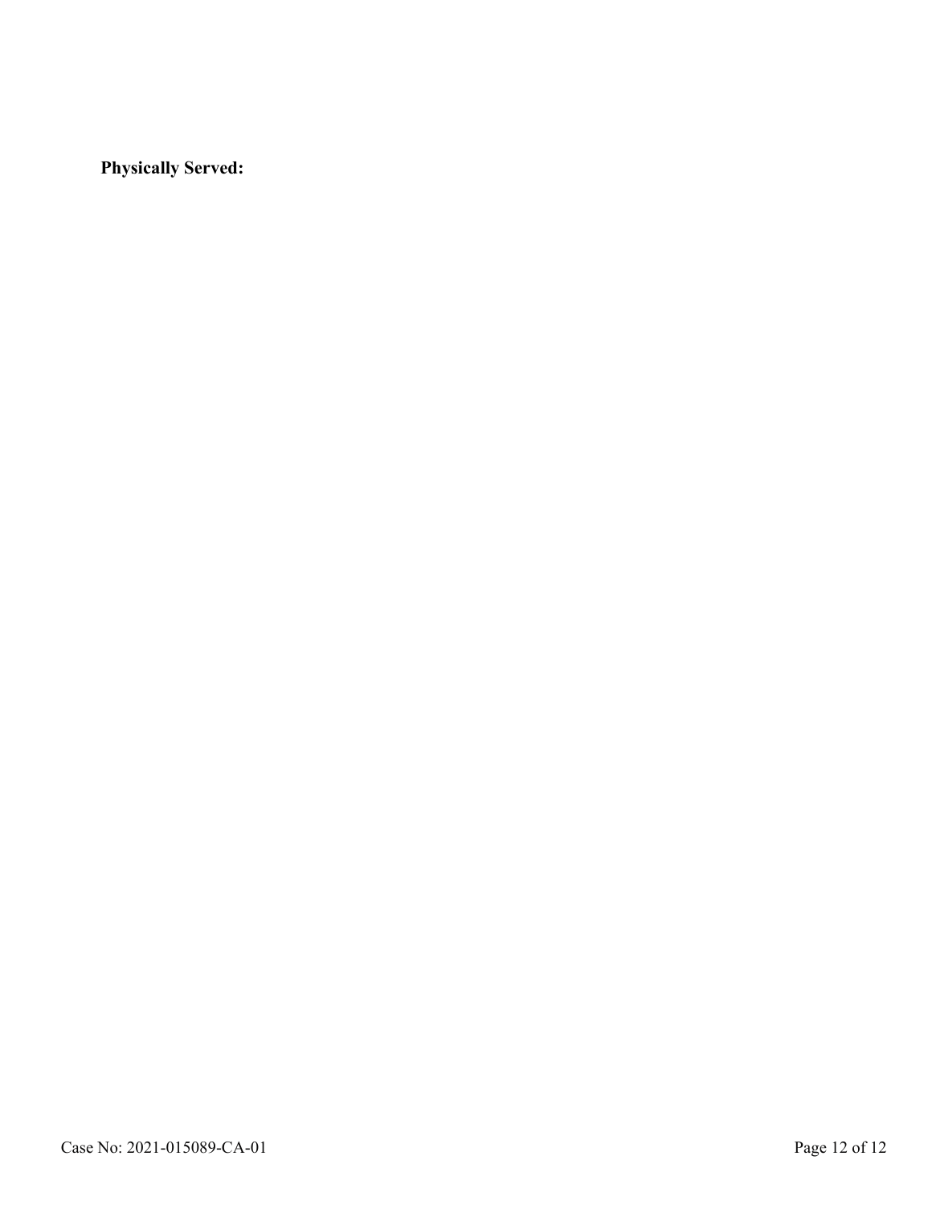**Physically Served:**